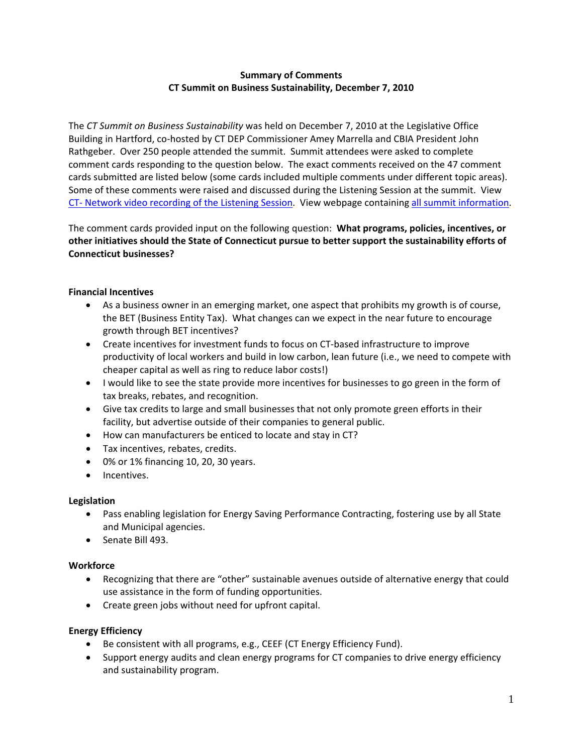**Summary of Comments**
**CT Summit on Business Sustainability, December 7, 2010**

The *CT Summit on Business Sustainability* was held on December 7, 2010 at the Legislative Office Building in Hartford, co-hosted by CT DEP Commissioner Amey Marrella and CBIA President John Rathgeber. Over 250 people attended the summit. Summit attendees were asked to complete comment cards responding to the question below. The exact comments received on the 47 comment cards submitted are listed below (some cards included multiple comments under different topic areas). Some of these comments were raised and discussed during the Listening Session at the summit. View CT- Network video recording of the Listening Session. View webpage containing all summit information.

The comment cards provided input on the following question: **What programs, policies, incentives, or other initiatives should the State of Connecticut pursue to better support the sustainability efforts of Connecticut businesses?**

**Financial Incentives**

- As a business owner in an emerging market, one aspect that prohibits my growth is of course, the BET (Business Entity Tax). What changes can we expect in the near future to encourage growth through BET incentives?
- Create incentives for investment funds to focus on CT-based infrastructure to improve productivity of local workers and build in low carbon, lean future (i.e., we need to compete with cheaper capital as well as ring to reduce labor costs!)
- I would like to see the state provide more incentives for businesses to go green in the form of tax breaks, rebates, and recognition.
- Give tax credits to large and small businesses that not only promote green efforts in their facility, but advertise outside of their companies to general public.
- How can manufacturers be enticed to locate and stay in CT?
- Tax incentives, rebates, credits.
- 0% or 1% financing 10, 20, 30 years.
- Incentives.

**Legislation**

- Pass enabling legislation for Energy Saving Performance Contracting, fostering use by all State and Municipal agencies.
- Senate Bill 493.

**Workforce**

- Recognizing that there are "other" sustainable avenues outside of alternative energy that could use assistance in the form of funding opportunities.
- Create green jobs without need for upfront capital.

**Energy Efficiency**

- Be consistent with all programs, e.g., CEEF (CT Energy Efficiency Fund).
- Support energy audits and clean energy programs for CT companies to drive energy efficiency and sustainability program.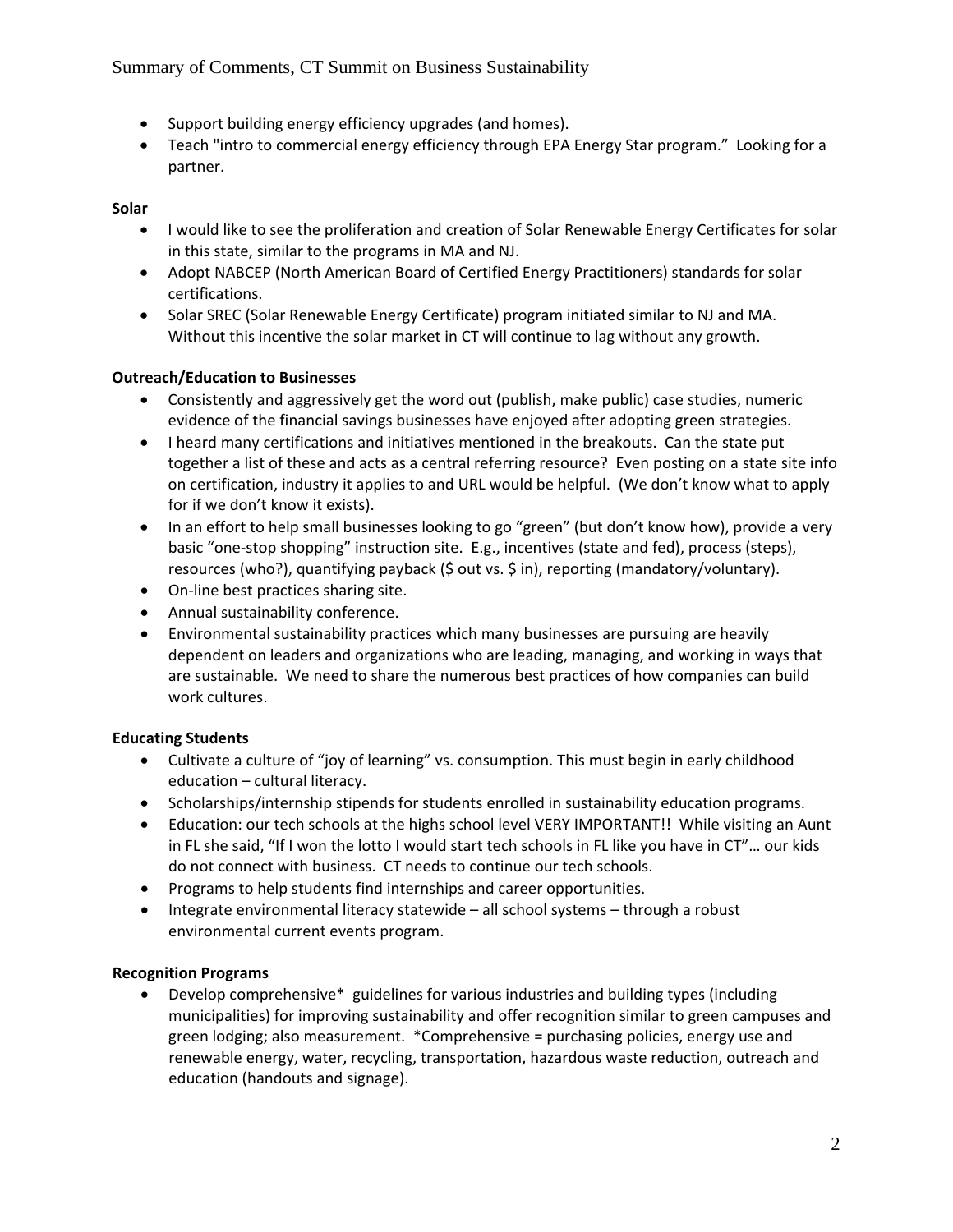- Support building energy efficiency upgrades (and homes).
- Teach "intro to commercial energy efficiency through EPA Energy Star program." Looking for a partner.

**Solar**

- I would like to see the proliferation and creation of Solar Renewable Energy Certificates for solar in this state, similar to the programs in MA and NJ.
- Adopt NABCEP (North American Board of Certified Energy Practitioners) standards for solar certifications.
- Solar SREC (Solar Renewable Energy Certificate) program initiated similar to NJ and MA. Without this incentive the solar market in CT will continue to lag without any growth.

**Outreach/Education to Businesses**

- Consistently and aggressively get the word out (publish, make public) case studies, numeric evidence of the financial savings businesses have enjoyed after adopting green strategies.
- I heard many certifications and initiatives mentioned in the breakouts. Can the state put together a list of these and acts as a central referring resource? Even posting on a state site info on certification, industry it applies to and URL would be helpful. (We don't know what to apply for if we don't know it exists).
- In an effort to help small businesses looking to go "green" (but don't know how), provide a very basic "one-stop shopping" instruction site. E.g., incentives (state and fed), process (steps), resources (who?), quantifying payback ($ out vs. $ in), reporting (mandatory/voluntary).
- On-line best practices sharing site.
- Annual sustainability conference.
- Environmental sustainability practices which many businesses are pursuing are heavily dependent on leaders and organizations who are leading, managing, and working in ways that are sustainable. We need to share the numerous best practices of how companies can build work cultures.

**Educating Students**

- Cultivate a culture of "joy of learning" vs. consumption. This must begin in early childhood education – cultural literacy.
- Scholarships/internship stipends for students enrolled in sustainability education programs.
- Education: our tech schools at the highs school level VERY IMPORTANT!! While visiting an Aunt in FL she said, "If I won the lotto I would start tech schools in FL like you have in CT"… our kids do not connect with business. CT needs to continue our tech schools.
- Programs to help students find internships and career opportunities.
- Integrate environmental literacy statewide – all school systems – through a robust environmental current events program.

**Recognition Programs**

- Develop comprehensive* guidelines for various industries and building types (including municipalities) for improving sustainability and offer recognition similar to green campuses and green lodging; also measurement. *Comprehensive = purchasing policies, energy use and renewable energy, water, recycling, transportation, hazardous waste reduction, outreach and education (handouts and signage).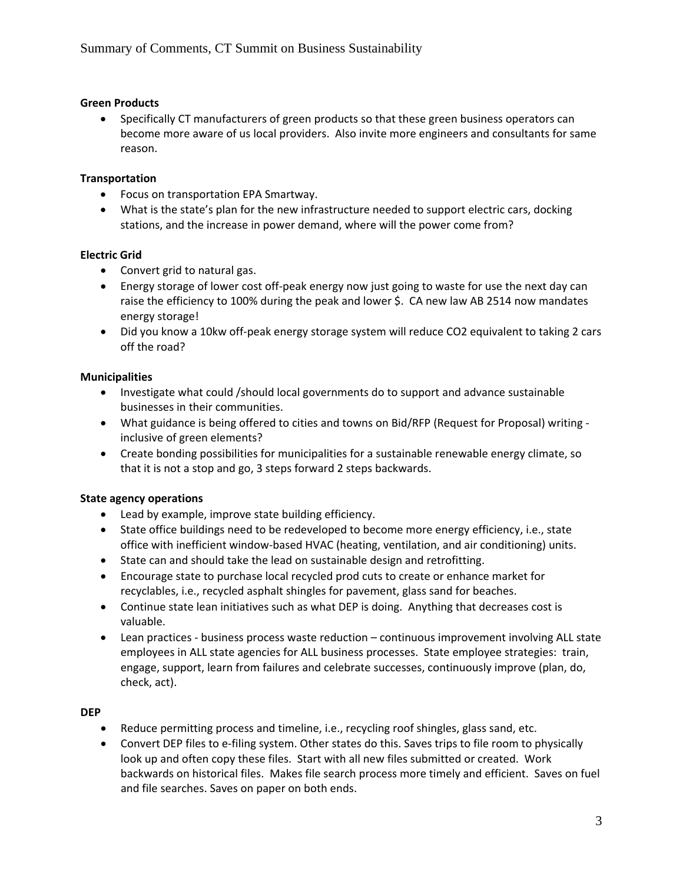**Green Products**

- Specifically CT manufacturers of green products so that these green business operators can become more aware of us local providers. Also invite more engineers and consultants for same reason.

**Transportation**

- Focus on transportation EPA Smartway.
- What is the state's plan for the new infrastructure needed to support electric cars, docking stations, and the increase in power demand, where will the power come from?

**Electric Grid**

- Convert grid to natural gas.
- Energy storage of lower cost off-peak energy now just going to waste for use the next day can raise the efficiency to 100% during the peak and lower $. CA new law AB 2514 now mandates energy storage!
- Did you know a 10kw off-peak energy storage system will reduce $CO_2$ equivalent to taking 2 cars off the road?

**Municipalities**

- Investigate what could /should local governments do to support and advance sustainable businesses in their communities.
- What guidance is being offered to cities and towns on Bid/RFP (Request for Proposal) writing - inclusive of green elements?
- Create bonding possibilities for municipalities for a sustainable renewable energy climate, so that it is not a stop and go, 3 steps forward 2 steps backwards.

**State agency operations**

- Lead by example, improve state building efficiency.
- State office buildings need to be redeveloped to become more energy efficiency, i.e., state office with inefficient window-based HVAC (heating, ventilation, and air conditioning) units.
- State can and should take the lead on sustainable design and retrofitting.
- Encourage state to purchase local recycled prod cuts to create or enhance market for recyclables, i.e., recycled asphalt shingles for pavement, glass sand for beaches.
- Continue state lean initiatives such as what DEP is doing. Anything that decreases cost is valuable.
- Lean practices - business process waste reduction – continuous improvement involving ALL state employees in ALL state agencies for ALL business processes. State employee strategies: train, engage, support, learn from failures and celebrate successes, continuously improve (plan, do, check, act).

**DEP**

- Reduce permitting process and timeline, i.e., recycling roof shingles, glass sand, etc.
- Convert DEP files to e-filing system. Other states do this. Saves trips to file room to physically look up and often copy these files. Start with all new files submitted or created. Work backwards on historical files. Makes file search process more timely and efficient. Saves on fuel and file searches. Saves on paper on both ends.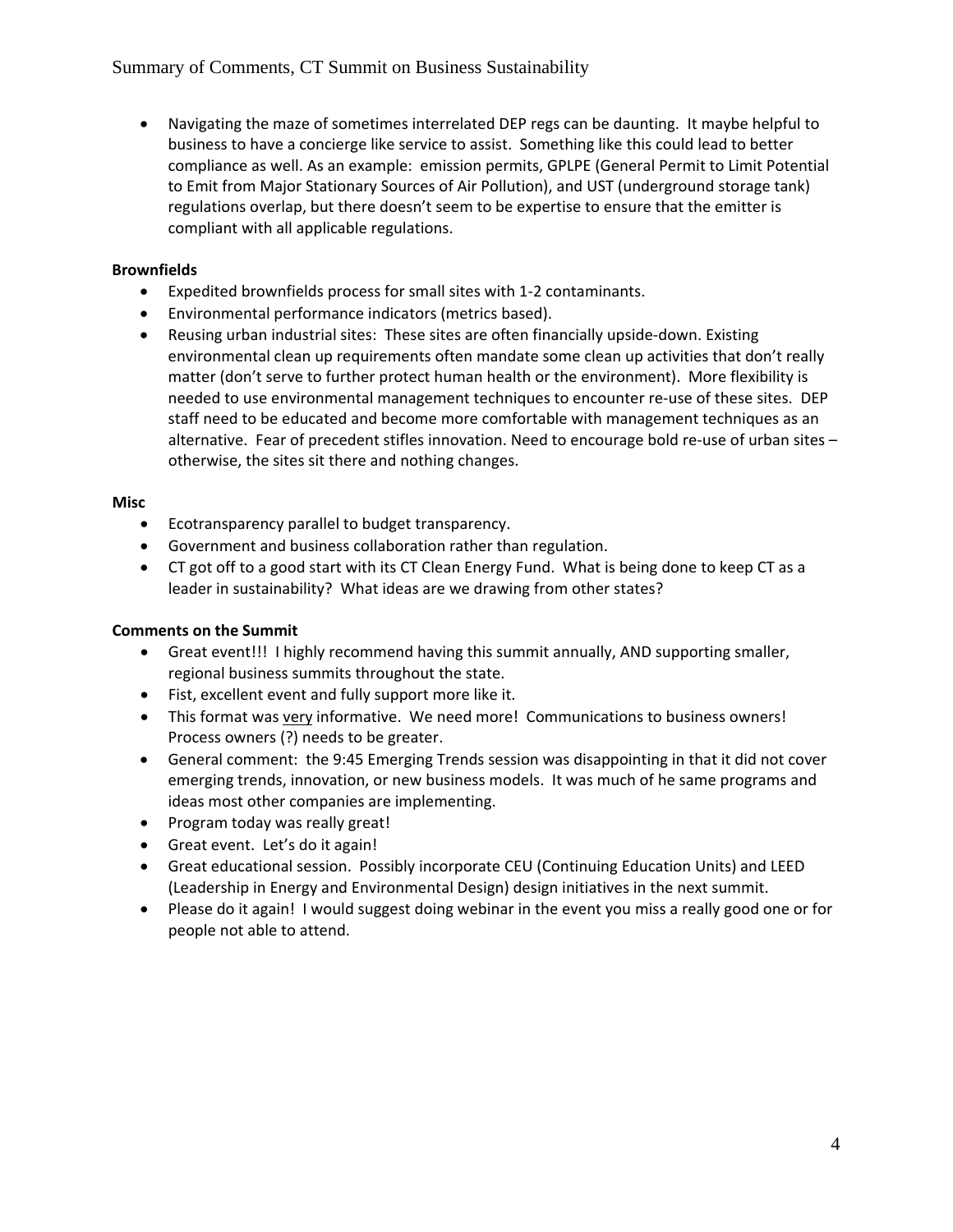- Navigating the maze of sometimes interrelated DEP regs can be daunting. It maybe helpful to business to have a concierge like service to assist. Something like this could lead to better compliance as well. As an example: emission permits, GPLPE (General Permit to Limit Potential to Emit from Major Stationary Sources of Air Pollution), and UST (underground storage tank) regulations overlap, but there doesn't seem to be expertise to ensure that the emitter is compliant with all applicable regulations.

**Brownfields**

- Expedited brownfields process for small sites with 1-2 contaminants.
- Environmental performance indicators (metrics based).
- Reusing urban industrial sites: These sites are often financially upside-down. Existing environmental clean up requirements often mandate some clean up activities that don't really matter (don't serve to further protect human health or the environment). More flexibility is needed to use environmental management techniques to encounter re-use of these sites. DEP staff need to be educated and become more comfortable with management techniques as an alternative. Fear of precedent stifles innovation. Need to encourage bold re-use of urban sites – otherwise, the sites sit there and nothing changes.

**Misc**

- Ecotransparency parallel to budget transparency.
- Government and business collaboration rather than regulation.
- CT got off to a good start with its CT Clean Energy Fund. What is being done to keep CT as a leader in sustainability? What ideas are we drawing from other states?

**Comments on the Summit**

- Great event!!! I highly recommend having this summit annually, AND supporting smaller, regional business summits throughout the state.
- Fist, excellent event and fully support more like it.
- This format was <u>very</u> informative. We need more! Communications to business owners! Process owners (?) needs to be greater.
- General comment: the 9:45 Emerging Trends session was disappointing in that it did not cover emerging trends, innovation, or new business models. It was much of he same programs and ideas most other companies are implementing.
- Program today was really great!
- Great event. Let's do it again!
- Great educational session. Possibly incorporate CEU (Continuing Education Units) and LEED (Leadership in Energy and Environmental Design) design initiatives in the next summit.
- Please do it again! I would suggest doing webinar in the event you miss a really good one or for people not able to attend.